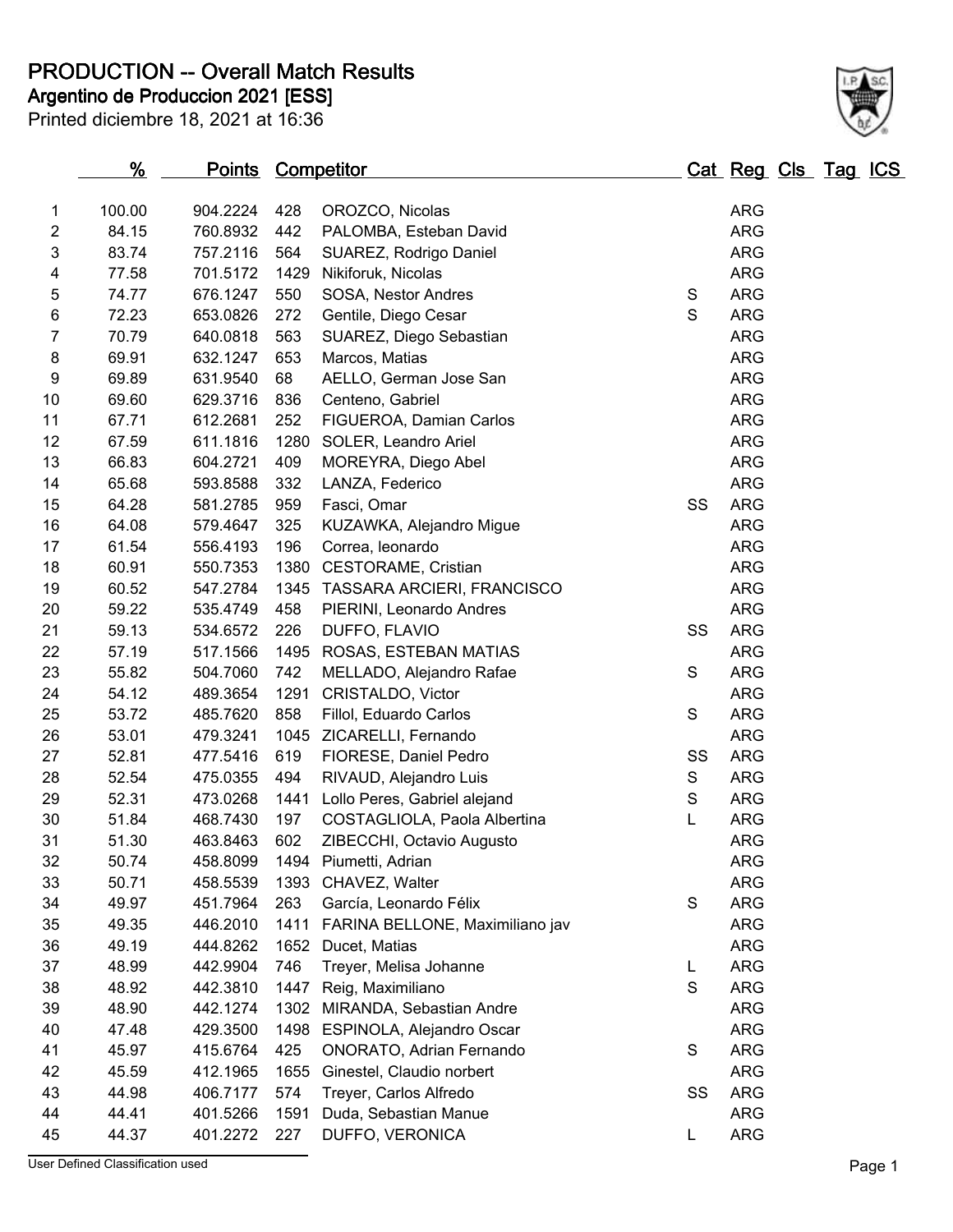# PRODUCTION -- Overall Match Results

## Argentino de Produccion 2021 [ESS]

Printed diciembre 18, 2021 at 16:36

| | % | Points | Competitor | | Cat | Reg | Cls | Tag | ICS |
|---|---|---|---|---|---|---|---|---|---|
| 1 | 100.00 | 904.2224 | 428 | OROZCO, Nicolas | | ARG | | | |
| 2 | 84.15 | 760.8932 | 442 | PALOMBA, Esteban David | | ARG | | | |
| 3 | 83.74 | 757.2116 | 564 | SUAREZ, Rodrigo Daniel | | ARG | | | |
| 4 | 77.58 | 701.5172 | 1429 | Nikiforuk, Nicolas | | ARG | | | |
| 5 | 74.77 | 676.1247 | 550 | SOSA, Nestor Andres | S | ARG | | | |
| 6 | 72.23 | 653.0826 | 272 | Gentile, Diego Cesar | S | ARG | | | |
| 7 | 70.79 | 640.0818 | 563 | SUAREZ, Diego Sebastian | | ARG | | | |
| 8 | 69.91 | 632.1247 | 653 | Marcos, Matias | | ARG | | | |
| 9 | 69.89 | 631.9540 | 68 | AELLO, German Jose San | | ARG | | | |
| 10 | 69.60 | 629.3716 | 836 | Centeno, Gabriel | | ARG | | | |
| 11 | 67.71 | 612.2681 | 252 | FIGUEROA, Damian Carlos | | ARG | | | |
| 12 | 67.59 | 611.1816 | 1280 | SOLER, Leandro Ariel | | ARG | | | |
| 13 | 66.83 | 604.2721 | 409 | MOREYRA, Diego Abel | | ARG | | | |
| 14 | 65.68 | 593.8588 | 332 | LANZA, Federico | | ARG | | | |
| 15 | 64.28 | 581.2785 | 959 | Fasci, Omar | SS | ARG | | | |
| 16 | 64.08 | 579.4647 | 325 | KUZAWKA, Alejandro Migue | | ARG | | | |
| 17 | 61.54 | 556.4193 | 196 | Correa, leonardo | | ARG | | | |
| 18 | 60.91 | 550.7353 | 1380 | CESTORAME, Cristian | | ARG | | | |
| 19 | 60.52 | 547.2784 | 1345 | TASSARA ARCIERI, FRANCISCO | | ARG | | | |
| 20 | 59.22 | 535.4749 | 458 | PIERINI, Leonardo Andres | | ARG | | | |
| 21 | 59.13 | 534.6572 | 226 | DUFFO, FLAVIO | SS | ARG | | | |
| 22 | 57.19 | 517.1566 | 1495 | ROSAS, ESTEBAN MATIAS | | ARG | | | |
| 23 | 55.82 | 504.7060 | 742 | MELLADO, Alejandro Rafae | S | ARG | | | |
| 24 | 54.12 | 489.3654 | 1291 | CRISTALDO, Victor | | ARG | | | |
| 25 | 53.72 | 485.7620 | 858 | Fillol, Eduardo Carlos | S | ARG | | | |
| 26 | 53.01 | 479.3241 | 1045 | ZICARELLI, Fernando | | ARG | | | |
| 27 | 52.81 | 477.5416 | 619 | FIORESE, Daniel Pedro | SS | ARG | | | |
| 28 | 52.54 | 475.0355 | 494 | RIVAUD, Alejandro Luis | S | ARG | | | |
| 29 | 52.31 | 473.0268 | 1441 | Lollo Peres, Gabriel alejand | S | ARG | | | |
| 30 | 51.84 | 468.7430 | 197 | COSTAGLIOLA, Paola Albertina | L | ARG | | | |
| 31 | 51.30 | 463.8463 | 602 | ZIBECCHI, Octavio Augusto | | ARG | | | |
| 32 | 50.74 | 458.8099 | 1494 | Piumetti, Adrian | | ARG | | | |
| 33 | 50.71 | 458.5539 | 1393 | CHAVEZ, Walter | | ARG | | | |
| 34 | 49.97 | 451.7964 | 263 | García, Leonardo Félix | S | ARG | | | |
| 35 | 49.35 | 446.2010 | 1411 | FARINA BELLONE, Maximiliano jav | | ARG | | | |
| 36 | 49.19 | 444.8262 | 1652 | Ducet, Matias | | ARG | | | |
| 37 | 48.99 | 442.9904 | 746 | Treyer, Melisa Johanne | L | ARG | | | |
| 38 | 48.92 | 442.3810 | 1447 | Reig, Maximiliano | S | ARG | | | |
| 39 | 48.90 | 442.1274 | 1302 | MIRANDA, Sebastian Andre | | ARG | | | |
| 40 | 47.48 | 429.3500 | 1498 | ESPINOLA, Alejandro Oscar | | ARG | | | |
| 41 | 45.97 | 415.6764 | 425 | ONORATO, Adrian Fernando | S | ARG | | | |
| 42 | 45.59 | 412.1965 | 1655 | Ginestel, Claudio norbert | | ARG | | | |
| 43 | 44.98 | 406.7177 | 574 | Treyer, Carlos Alfredo | SS | ARG | | | |
| 44 | 44.41 | 401.5266 | 1591 | Duda, Sebastian Manue | | ARG | | | |
| 45 | 44.37 | 401.2272 | 227 | DUFFO, VERONICA | L | ARG | | | |

User Defined Classification used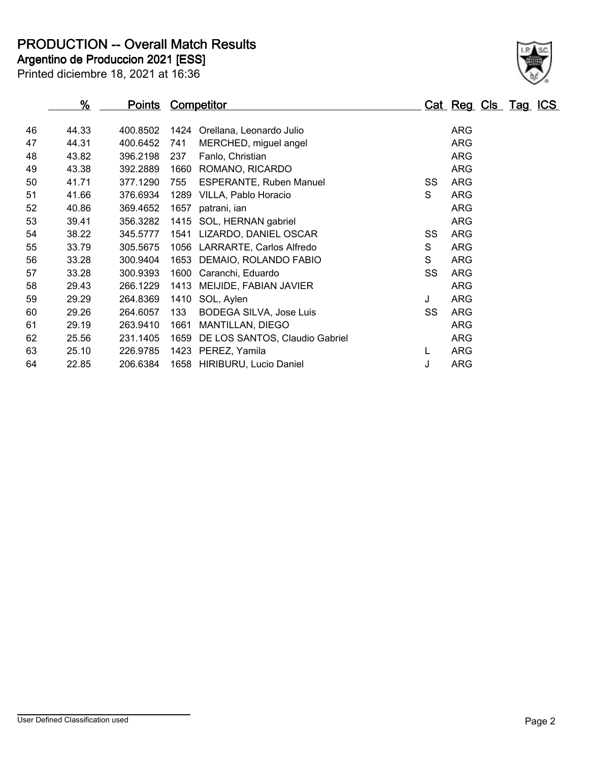# PRODUCTION -- Overall Match Results

**Argentino de Produccion 2021 [ESS]**

Printed diciembre 18, 2021 at 16:36

| | % | Points | Competitor | | Cat | Reg | Cls | Tag | ICS |
|---|---|---|---|---|---|---|---|---|---|
| 46 | 44.33 | 400.8502 | 1424 | Orellana, Leonardo Julio | | ARG | | | |
| 47 | 44.31 | 400.6452 | 741 | MERCHED, miguel angel | | ARG | | | |
| 48 | 43.82 | 396.2198 | 237 | Fanlo, Christian | | ARG | | | |
| 49 | 43.38 | 392.2889 | 1660 | ROMANO, RICARDO | | ARG | | | |
| 50 | 41.71 | 377.1290 | 755 | ESPERANTE, Ruben Manuel | SS | ARG | | | |
| 51 | 41.66 | 376.6934 | 1289 | VILLA, Pablo Horacio | S | ARG | | | |
| 52 | 40.86 | 369.4652 | 1657 | patrani, ian | | ARG | | | |
| 53 | 39.41 | 356.3282 | 1415 | SOL, HERNAN gabriel | | ARG | | | |
| 54 | 38.22 | 345.5777 | 1541 | LIZARDO, DANIEL OSCAR | SS | ARG | | | |
| 55 | 33.79 | 305.5675 | 1056 | LARRARTE, Carlos Alfredo | S | ARG | | | |
| 56 | 33.28 | 300.9404 | 1653 | DEMAIO, ROLANDO FABIO | S | ARG | | | |
| 57 | 33.28 | 300.9393 | 1600 | Caranchi, Eduardo | SS | ARG | | | |
| 58 | 29.43 | 266.1229 | 1413 | MEIJIDE, FABIAN JAVIER | | ARG | | | |
| 59 | 29.29 | 264.8369 | 1410 | SOL, Aylen | J | ARG | | | |
| 60 | 29.26 | 264.6057 | 133 | BODEGA SILVA, Jose Luis | SS | ARG | | | |
| 61 | 29.19 | 263.9410 | 1661 | MANTILLAN, DIEGO | | ARG | | | |
| 62 | 25.56 | 231.1405 | 1659 | DE LOS SANTOS, Claudio Gabriel | | ARG | | | |
| 63 | 25.10 | 226.9785 | 1423 | PEREZ, Yamila | L | ARG | | | |
| 64 | 22.85 | 206.6384 | 1658 | HIRIBURU, Lucio Daniel | J | ARG | | | |

User Defined Classification used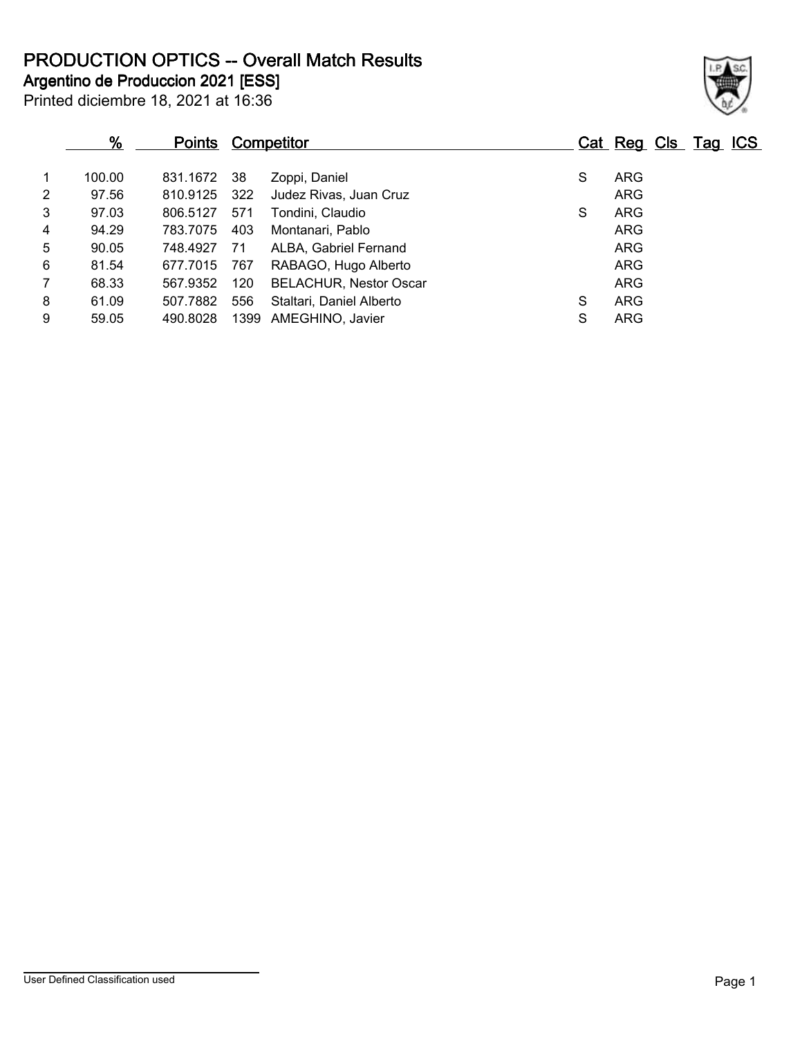# PRODUCTION OPTICS -- Overall Match Results

## Argentino de Produccion 2021 [ESS]

Printed diciembre 18, 2021 at 16:36

| | % | Points | Competitor | | Cat | Reg | Cls | Tag | ICS |
|---|---|---|---|---|---|---|---|---|---|
| 1 | 100.00 | 831.1672 | 38 | Zoppi, Daniel | S | ARG | | | |
| 2 | 97.56 | 810.9125 | 322 | Judez Rivas, Juan Cruz | | ARG | | | |
| 3 | 97.03 | 806.5127 | 571 | Tondini, Claudio | S | ARG | | | |
| 4 | 94.29 | 783.7075 | 403 | Montanari, Pablo | | ARG | | | |
| 5 | 90.05 | 748.4927 | 71 | ALBA, Gabriel Fernand | | ARG | | | |
| 6 | 81.54 | 677.7015 | 767 | RABAGO, Hugo Alberto | | ARG | | | |
| 7 | 68.33 | 567.9352 | 120 | BELACHUR, Nestor Oscar | | ARG | | | |
| 8 | 61.09 | 507.7882 | 556 | Staltari, Daniel Alberto | S | ARG | | | |
| 9 | 59.05 | 490.8028 | 1399 | AMEGHINO, Javier | S | ARG | | | |

User Defined Classification used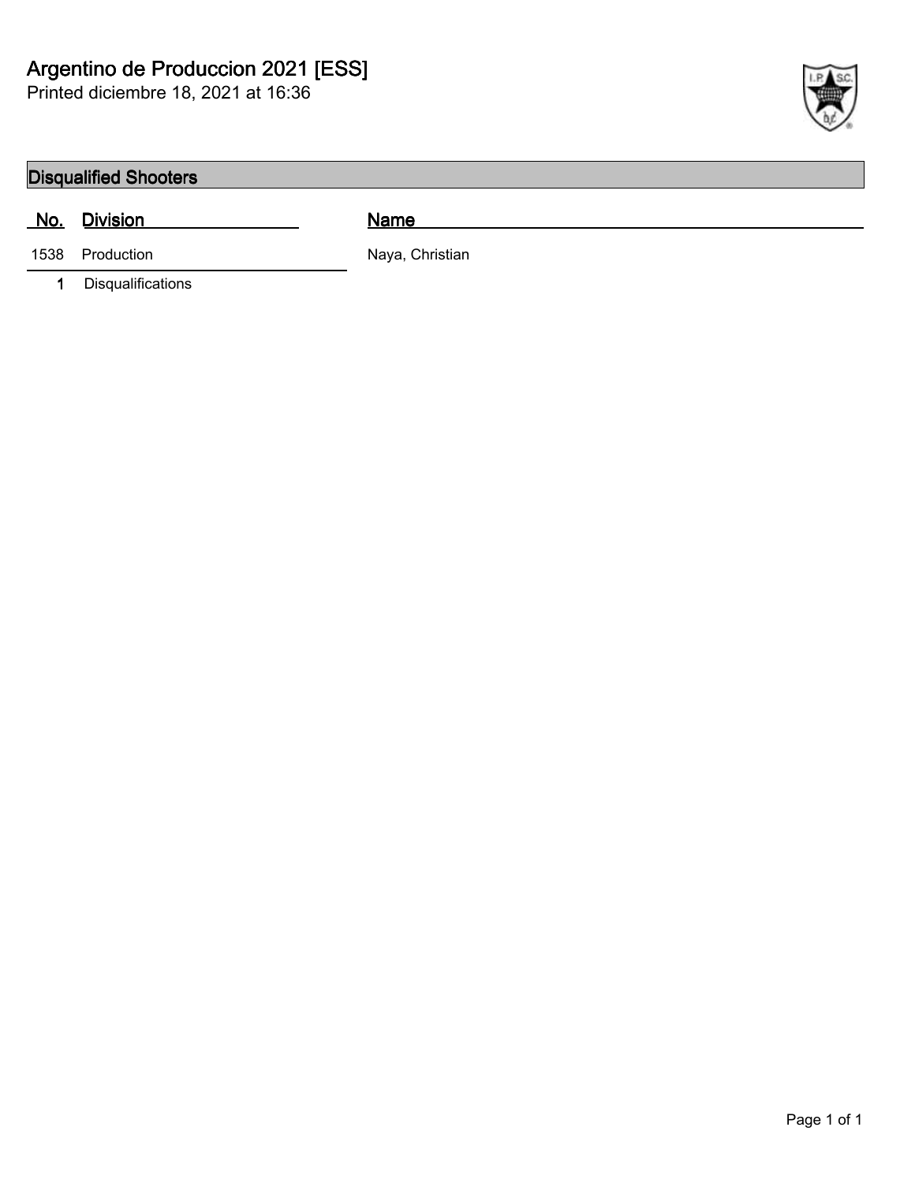# Argentino de Produccion 2021 [ESS]

Printed diciembre 18, 2021 at 16:36

## Disqualified Shooters

| No. | Division | Name |
| --- | --- | --- |
| 1538 | Production | Naya, Christian |

1 Disqualifications